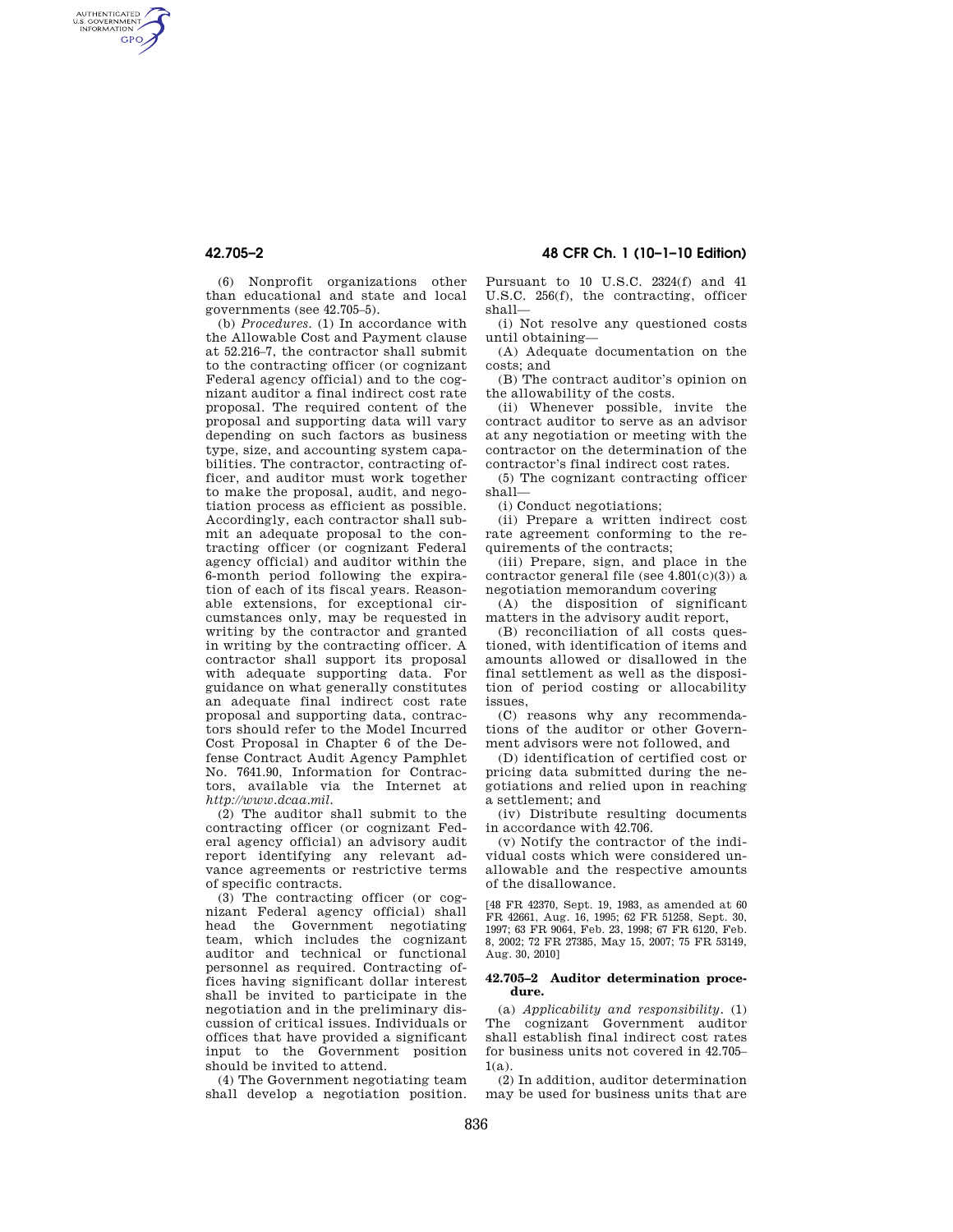(6) Nonprofit organizations other than educational and state and local governments (see 42.705–5).

(b) *Procedures.* (1) In accordance with the Allowable Cost and Payment clause at 52.216–7, the contractor shall submit to the contracting officer (or cognizant Federal agency official) and to the cognizant auditor a final indirect cost rate proposal. The required content of the proposal and supporting data will vary depending on such factors as business type, size, and accounting system capabilities. The contractor, contracting officer, and auditor must work together to make the proposal, audit, and negotiation process as efficient as possible. Accordingly, each contractor shall submit an adequate proposal to the contracting officer (or cognizant Federal agency official) and auditor within the 6-month period following the expiration of each of its fiscal years. Reasonable extensions, for exceptional circumstances only, may be requested in writing by the contractor and granted in writing by the contracting officer. A contractor shall support its proposal with adequate supporting data. For guidance on what generally constitutes an adequate final indirect cost rate proposal and supporting data, contractors should refer to the Model Incurred Cost Proposal in Chapter 6 of the Defense Contract Audit Agency Pamphlet No. 7641.90, Information for Contractors, available via the Internet at *http://www.dcaa.mil.*

(2) The auditor shall submit to the contracting officer (or cognizant Federal agency official) an advisory audit report identifying any relevant advance agreements or restrictive terms of specific contracts.

(3) The contracting officer (or cognizant Federal agency official) shall head the Government negotiating team, which includes the cognizant auditor and technical or functional personnel as required. Contracting offices having significant dollar interest shall be invited to participate in the negotiation and in the preliminary discussion of critical issues. Individuals or offices that have provided a significant input to the Government position should be invited to attend.

(4) The Government negotiating team shall develop a negotiation position. Pursuant to 10 U.S.C. 2324(f) and 41 U.S.C. 256(f), the contracting, officer shall—

(i) Not resolve any questioned costs until obtaining—

(A) Adequate documentation on the costs; and

(B) The contract auditor's opinion on the allowability of the costs.

(ii) Whenever possible, invite the contract auditor to serve as an advisor at any negotiation or meeting with the contractor on the determination of the contractor's final indirect cost rates.

(5) The cognizant contracting officer shall—

(i) Conduct negotiations;

(ii) Prepare a written indirect cost rate agreement conforming to the requirements of the contracts;

(iii) Prepare, sign, and place in the contractor general file (see 4.801(c)(3)) a negotiation memorandum covering

(A) the disposition of significant matters in the advisory audit report,

(B) reconciliation of all costs questioned, with identification of items and amounts allowed or disallowed in the final settlement as well as the disposition of period costing or allocability issues,

(C) reasons why any recommendations of the auditor or other Government advisors were not followed, and

(D) identification of certified cost or pricing data submitted during the negotiations and relied upon in reaching a settlement; and

(iv) Distribute resulting documents in accordance with 42.706.

(v) Notify the contractor of the individual costs which were considered unallowable and the respective amounts of the disallowance.

[48 FR 42370, Sept. 19, 1983, as amended at 60 FR 42661, Aug. 16, 1995; 62 FR 51258, Sept. 30, 1997; 63 FR 9064, Feb. 23, 1998; 67 FR 6120, Feb. 8, 2002; 72 FR 27385, May 15, 2007; 75 FR 53149, Aug. 30, 2010]

## 42.705–2 Auditor determination procedure.

(a) *Applicability and responsibility.* (1) The cognizant Government auditor shall establish final indirect cost rates for business units not covered in 42.705–1(a).

(2) In addition, auditor determination may be used for business units that are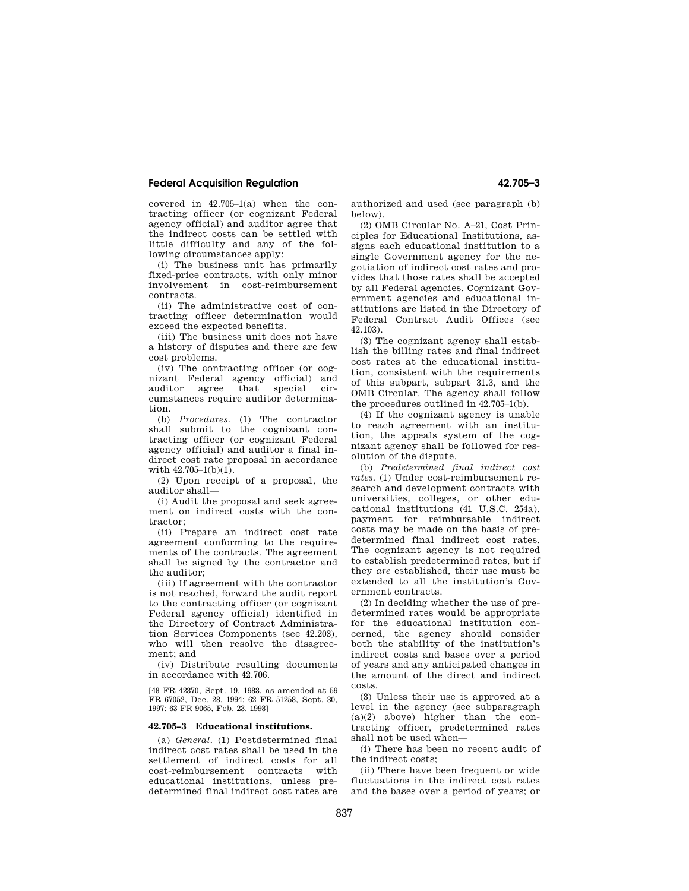covered in 42.705–1(a) when the contracting officer (or cognizant Federal agency official) and auditor agree that the indirect costs can be settled with little difficulty and any of the following circumstances apply:

(i) The business unit has primarily fixed-price contracts, with only minor involvement in cost-reimbursement contracts.

(ii) The administrative cost of contracting officer determination would exceed the expected benefits.

(iii) The business unit does not have a history of disputes and there are few cost problems.

(iv) The contracting officer (or cognizant Federal agency official) and auditor agree that special circumstances require auditor determination.

(b) *Procedures.* (1) The contractor shall submit to the cognizant contracting officer (or cognizant Federal agency official) and auditor a final indirect cost rate proposal in accordance with 42.705–1(b)(1).

(2) Upon receipt of a proposal, the auditor shall—

(i) Audit the proposal and seek agreement on indirect costs with the contractor;

(ii) Prepare an indirect cost rate agreement conforming to the requirements of the contracts. The agreement shall be signed by the contractor and the auditor;

(iii) If agreement with the contractor is not reached, forward the audit report to the contracting officer (or cognizant Federal agency official) identified in the Directory of Contract Administration Services Components (see 42.203), who will then resolve the disagreement; and

(iv) Distribute resulting documents in accordance with 42.706.

[48 FR 42370, Sept. 19, 1983, as amended at 59 FR 67052, Dec. 28, 1994; 62 FR 51258, Sept. 30, 1997; 63 FR 9065, Feb. 23, 1998]

#### 42.705–3 Educational institutions.

(a) *General.* (1) Postdetermined final indirect cost rates shall be used in the settlement of indirect costs for all cost-reimbursement contracts with educational institutions, unless predetermined final indirect cost rates are authorized and used (see paragraph (b) below).

(2) OMB Circular No. A–21, Cost Principles for Educational Institutions, assigns each educational institution to a single Government agency for the negotiation of indirect cost rates and provides that those rates shall be accepted by all Federal agencies. Cognizant Government agencies and educational institutions are listed in the Directory of Federal Contract Audit Offices (see 42.103).

(3) The cognizant agency shall establish the billing rates and final indirect cost rates at the educational institution, consistent with the requirements of this subpart, subpart 31.3, and the OMB Circular. The agency shall follow the procedures outlined in 42.705–1(b).

(4) If the cognizant agency is unable to reach agreement with an institution, the appeals system of the cognizant agency shall be followed for resolution of the dispute.

(b) *Predetermined final indirect cost rates.* (1) Under cost-reimbursement research and development contracts with universities, colleges, or other educational institutions (41 U.S.C. 254a), payment for reimbursable indirect costs may be made on the basis of predetermined final indirect cost rates. The cognizant agency is not required to establish predetermined rates, but if they *are* established, their use must be extended to all the institution's Government contracts.

(2) In deciding whether the use of predetermined rates would be appropriate for the educational institution concerned, the agency should consider both the stability of the institution's indirect costs and bases over a period of years and any anticipated changes in the amount of the direct and indirect costs.

(3) Unless their use is approved at a level in the agency (see subparagraph (a)(2) above) higher than the contracting officer, predetermined rates shall not be used when—

(i) There has been no recent audit of the indirect costs;

(ii) There have been frequent or wide fluctuations in the indirect cost rates and the bases over a period of years; or